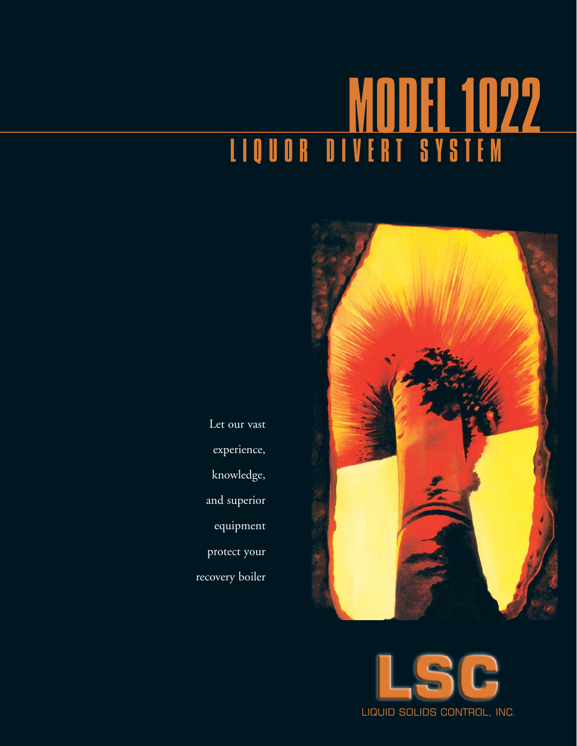# MODEL 1022

## LIQUOR DIVERT SYSTEM

Let our vast experience, knowledge, and superior equipment protect your recovery boiler

LSC

LIQUID SOLIDS CONTROL, INC.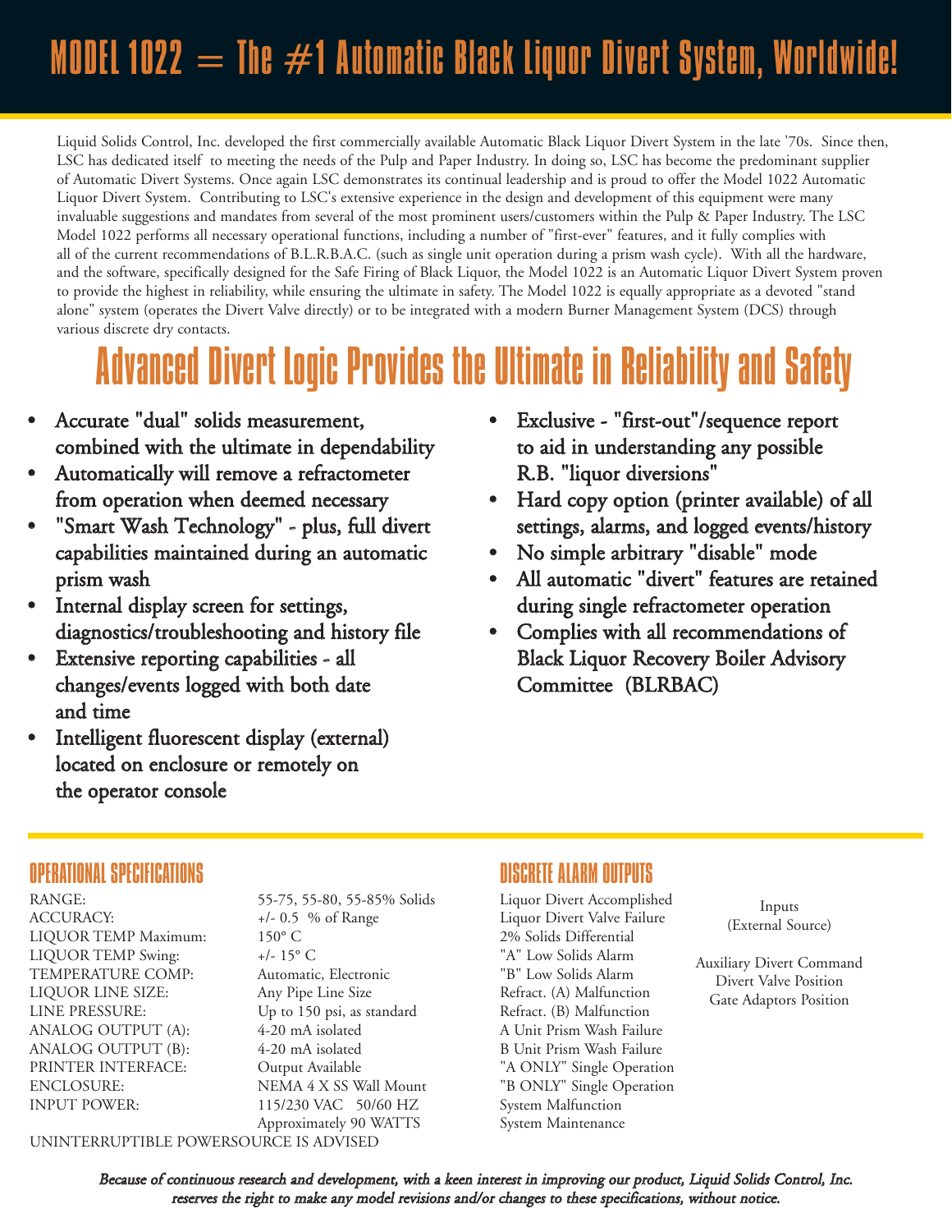# MODEL 1022 = The #1 Automatic Black Liquor Divert System, Worldwide!

Liquid Solids Control, Inc. developed the first commercially available Automatic Black Liquor Divert System in the late '70s. Since then, LSC has dedicated itself to meeting the needs of the Pulp and Paper Industry. In doing so, LSC has become the predominant supplier of Automatic Divert Systems. Once again LSC demonstrates its continual leadership and is proud to offer the Model 1022 Automatic Liquor Divert System. Contributing to LSC's extensive experience in the design and development of this equipment were many invaluable suggestions and mandates from several of the most prominent users/customers within the Pulp & Paper Industry. The LSC Model 1022 performs all necessary operational functions, including a number of "first-ever" features, and it fully complies with all of the current recommendations of B.L.R.B.A.C. (such as single unit operation during a prism wash cycle). With all the hardware, and the software, specifically designed for the Safe Firing of Black Liquor, the Model 1022 is an Automatic Liquor Divert System proven to provide the highest in reliability, while ensuring the ultimate in safety. The Model 1022 is equally appropriate as a devoted "stand alone" system (operates the Divert Valve directly) or to be integrated with a modern Burner Management System (DCS) through various discrete dry contacts.

## Advanced Divert Logic Provides the Ultimate in Reliability and Safety

- Accurate "dual" solids measurement, combined with the ultimate in dependability
- Automatically will remove a refractometer from operation when deemed necessary
- "Smart Wash Technology" - plus, full divert capabilities maintained during an automatic prism wash
- Internal display screen for settings, diagnostics/troubleshooting and history file
- Extensive reporting capabilities - all changes/events logged with both date and time
- Intelligent fluorescent display (external) located on enclosure or remotely on the operator console
- Exclusive - "first-out"/sequence report to aid in understanding any possible R.B. "liquor diversions"
- Hard copy option (printer available) of all settings, alarms, and logged events/history
- No simple arbitrary "disable" mode
- All automatic "divert" features are retained during single refractometer operation
- Complies with all recommendations of Black Liquor Recovery Boiler Advisory Committee (BLRBAC)

### OPERATIONAL SPECIFICATIONS

| | |
|---|---|
| RANGE: | 55-75, 55-80, 55-85% Solids |
| ACCURACY: | +/- 0.5 % of Range |
| LIQUOR TEMP Maximum: | 150° C |
| LIQUOR TEMP Swing: | +/- 15° C |
| TEMPERATURE COMP: | Automatic, Electronic |
| LIQUOR LINE SIZE: | Any Pipe Line Size |
| LINE PRESSURE: | Up to 150 psi, as standard |
| ANALOG OUTPUT (A): | 4-20 mA isolated |
| ANALOG OUTPUT (B): | 4-20 mA isolated |
| PRINTER INTERFACE: | Output Available |
| ENCLOSURE: | NEMA 4 X SS Wall Mount |
| INPUT POWER: | 115/230 VAC 50/60 HZ<br>Approximately 90 WATTS |

UNINTERRUPTIBLE POWERSOURCE IS ADVISED

### DISCRETE ALARM OUTPUTS

Liquor Divert Accomplished
Liquor Divert Valve Failure
2% Solids Differential
"A" Low Solids Alarm
"B" Low Solids Alarm
Refract. (A) Malfunction
Refract. (B) Malfunction
A Unit Prism Wash Failure
B Unit Prism Wash Failure
"A ONLY" Single Operation
"B ONLY" Single Operation
System Malfunction
System Maintenance

Inputs
(External Source)

Auxiliary Divert Command
Divert Valve Position
Gate Adaptors Position

*Because of continuous research and development, with a keen interest in improving our product, Liquid Solids Control, Inc. reserves the right to make any model revisions and/or changes to these specifications, without notice.*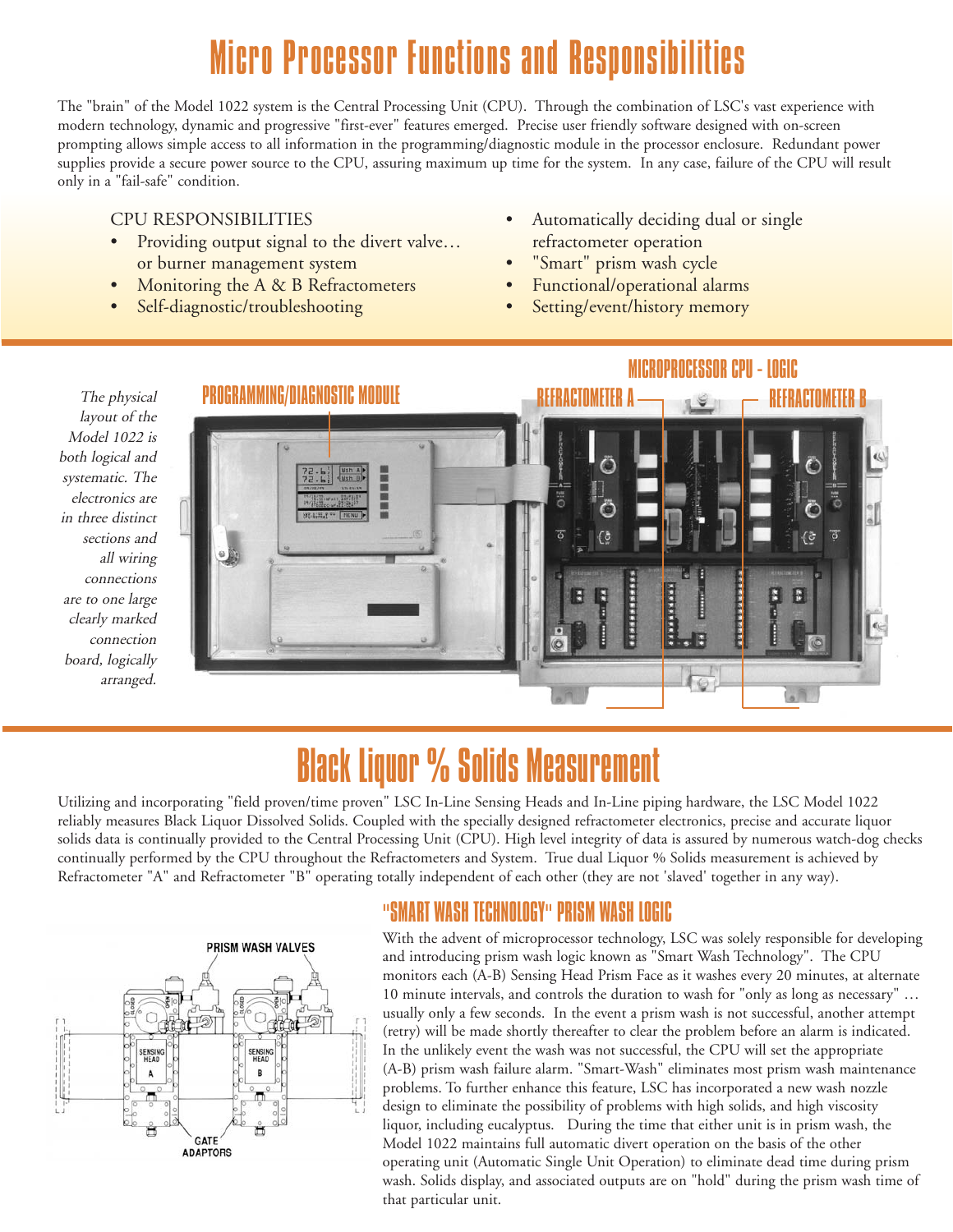# Micro Processor Functions and Responsibilities

The "brain" of the Model 1022 system is the Central Processing Unit (CPU). Through the combination of LSC's vast experience with modern technology, dynamic and progressive "first-ever" features emerged. Precise user friendly software designed with on-screen prompting allows simple access to all information in the programming/diagnostic module in the processor enclosure. Redundant power supplies provide a secure power source to the CPU, assuring maximum up time for the system. In any case, failure of the CPU will result only in a "fail-safe" condition.

CPU RESPONSIBILITIES

- Providing output signal to the divert valve… or burner management system
- Monitoring the A & B Refractometers
- Self-diagnostic/troubleshooting
- Automatically deciding dual or single refractometer operation
- "Smart" prism wash cycle
- Functional/operational alarms
- Setting/event/history memory

*The physical layout of the Model 1022 is both logical and systematic. The electronics are in three distinct sections and all wiring connections are to one large clearly marked connection board, logically arranged.*

PROGRAMMING/DIAGNOSTIC MODULE

MICROPROCESSOR CPU - LOGIC

REFRACTOMETER A

REFRACTOMETER B

# Black Liquor % Solids Measurement

Utilizing and incorporating "field proven/time proven" LSC In-Line Sensing Heads and In-Line piping hardware, the LSC Model 1022 reliably measures Black Liquor Dissolved Solids. Coupled with the specially designed refractometer electronics, precise and accurate liquor solids data is continually provided to the Central Processing Unit (CPU). High level integrity of data is assured by numerous watch-dog checks continually performed by the CPU throughout the Refractometers and System. True dual Liquor % Solids measurement is achieved by Refractometer "A" and Refractometer "B" operating totally independent of each other (they are not 'slaved' together in any way).

PRISM WASH VALVES

GATE ADAPTORS

## "SMART WASH TECHNOLOGY" PRISM WASH LOGIC

With the advent of microprocessor technology, LSC was solely responsible for developing and introducing prism wash logic known as "Smart Wash Technology". The CPU monitors each (A-B) Sensing Head Prism Face as it washes every 20 minutes, at alternate 10 minute intervals, and controls the duration to wash for "only as long as necessary" … usually only a few seconds. In the event a prism wash is not successful, another attempt (retry) will be made shortly thereafter to clear the problem before an alarm is indicated. In the unlikely event the wash was not successful, the CPU will set the appropriate (A-B) prism wash failure alarm. "Smart-Wash" eliminates most prism wash maintenance problems. To further enhance this feature, LSC has incorporated a new wash nozzle design to eliminate the possibility of problems with high solids, and high viscosity liquor, including eucalyptus. During the time that either unit is in prism wash, the Model 1022 maintains full automatic divert operation on the basis of the other operating unit (Automatic Single Unit Operation) to eliminate dead time during prism wash. Solids display, and associated outputs are on "hold" during the prism wash time of that particular unit.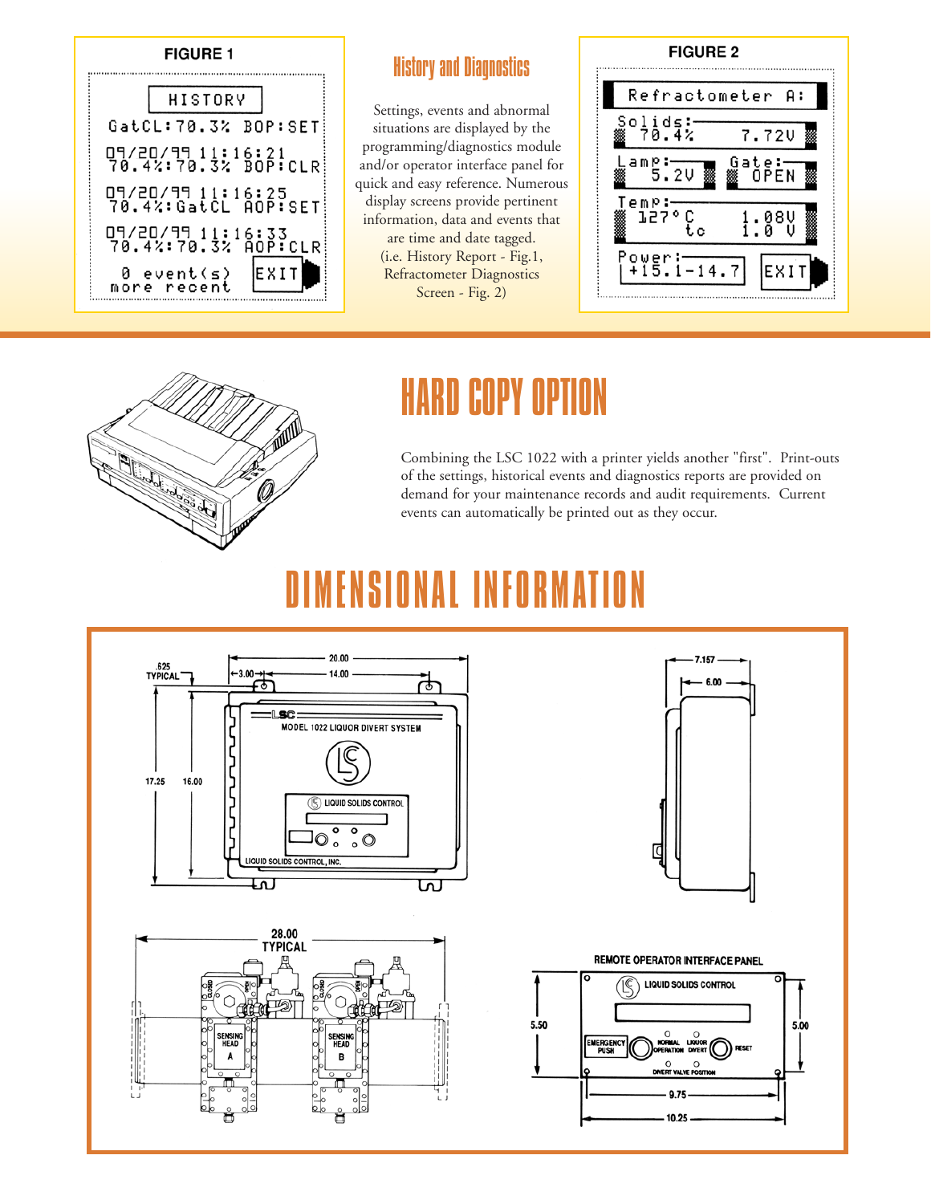**FIGURE 1**

```
HISTORY
GatCL:70.3% BOP:SET
09/20/99 11:16:21
70.4%:70.3% BOP:CLR
09/20/99 11:16:25
70.4%:GatCL AOP:SET
09/20/99 11:16:33
70.4%:70.3% AOP:CLR
 0 event(s)  EXIT
more recent
```

## History and Diagnostics

Settings, events and abnormal situations are displayed by the programming/diagnostics module and/or operator interface panel for quick and easy reference. Numerous display screens provide pertinent information, data and events that are time and date tagged. (i.e. History Report - Fig.1, Refractometer Diagnostics Screen - Fig. 2)

**FIGURE 2**

```
Refractometer A:
Solids:
 70.4%       7.72V
Lamp:       Gate:
  5.2V       OPEN
Temp:
 127°C       1.08V
   tc        1.0 V
Power:
+15.1-14.7   EXIT
```

# HARD COPY OPTION

Combining the LSC 1022 with a printer yields another "first". Print-outs of the settings, historical events and diagnostics reports are provided on demand for your maintenance records and audit requirements. Current events can automatically be printed out as they occur.

# DIMENSIONAL INFORMATION

.625 TYPICAL
20.00
3.00
14.00
17.25
16.00
MODEL 1022 LIQUOR DIVERT SYSTEM
LIQUID SOLIDS CONTROL
LIQUID SOLIDS CONTROL, INC.

7.157
6.00

28.00 TYPICAL
SENSING HEAD A
SENSING HEAD B

REMOTE OPERATOR INTERFACE PANEL
LIQUID SOLIDS CONTROL
EMERGENCY PUSH
NORMAL OPERATION
LIQUOR DIVERT
RESET
DIVERT VALVE POSITION
5.50
5.00
9.75
10.25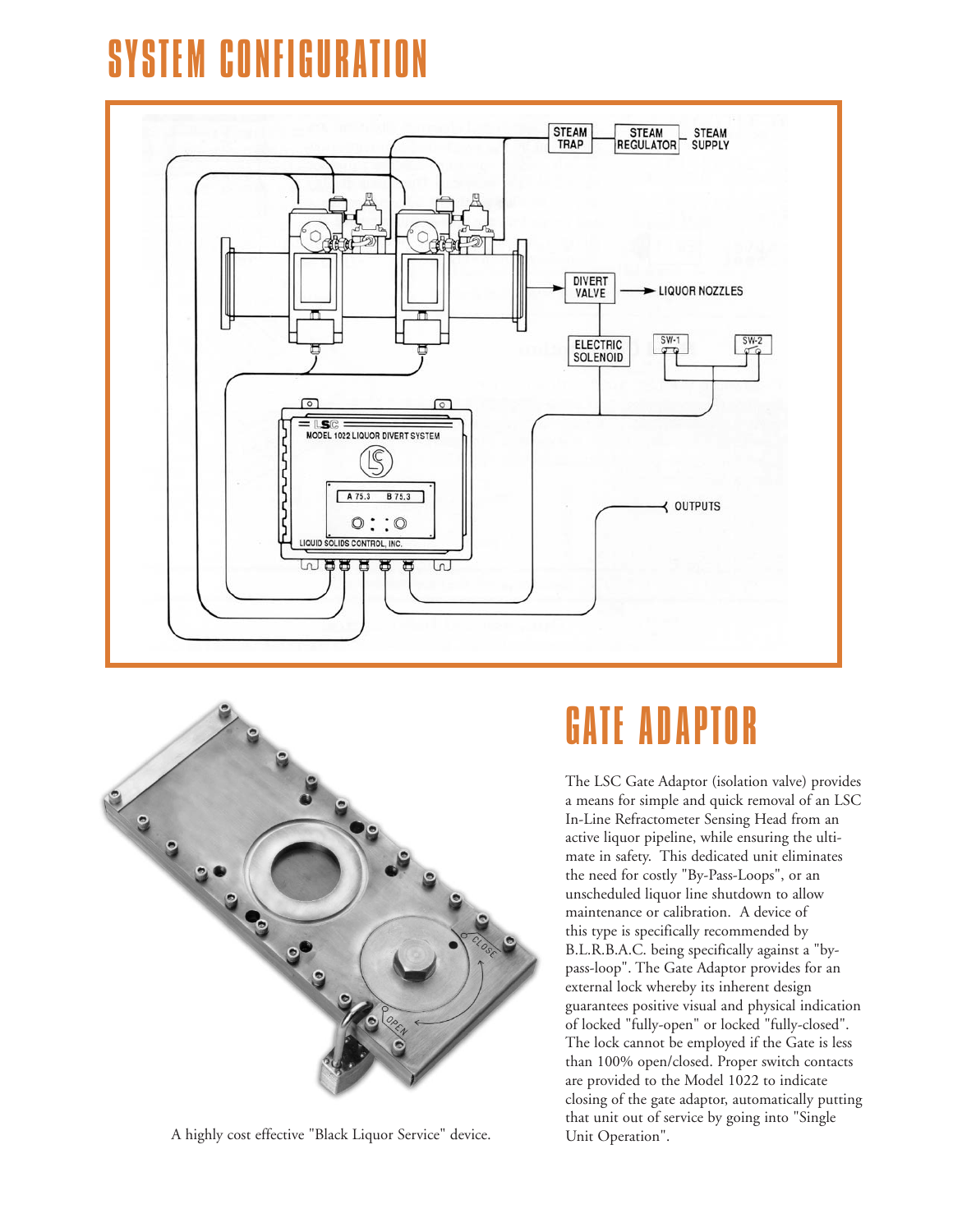# SYSTEM CONFIGURATION

STEAM TRAP

STEAM REGULATOR

STEAM SUPPLY

DIVERT VALVE

LIQUOR NOZZLES

ELECTRIC SOLENOID

SW-1

SW-2

MODEL 1022 LIQUOR DIVERT SYSTEM

A 75.3 B 75.3

LIQUID SOLIDS CONTROL, INC.

OUTPUTS

A highly cost effective "Black Liquor Service" device.

# GATE ADAPTOR

The LSC Gate Adaptor (isolation valve) provides a means for simple and quick removal of an LSC In-Line Refractometer Sensing Head from an active liquor pipeline, while ensuring the ultimate in safety. This dedicated unit eliminates the need for costly "By-Pass-Loops", or an unscheduled liquor line shutdown to allow maintenance or calibration. A device of this type is specifically recommended by B.L.R.B.A.C. being specifically against a "by-pass-loop". The Gate Adaptor provides for an external lock whereby its inherent design guarantees positive visual and physical indication of locked "fully-open" or locked "fully-closed". The lock cannot be employed if the Gate is less than 100% open/closed. Proper switch contacts are provided to the Model 1022 to indicate closing of the gate adaptor, automatically putting that unit out of service by going into "Single Unit Operation".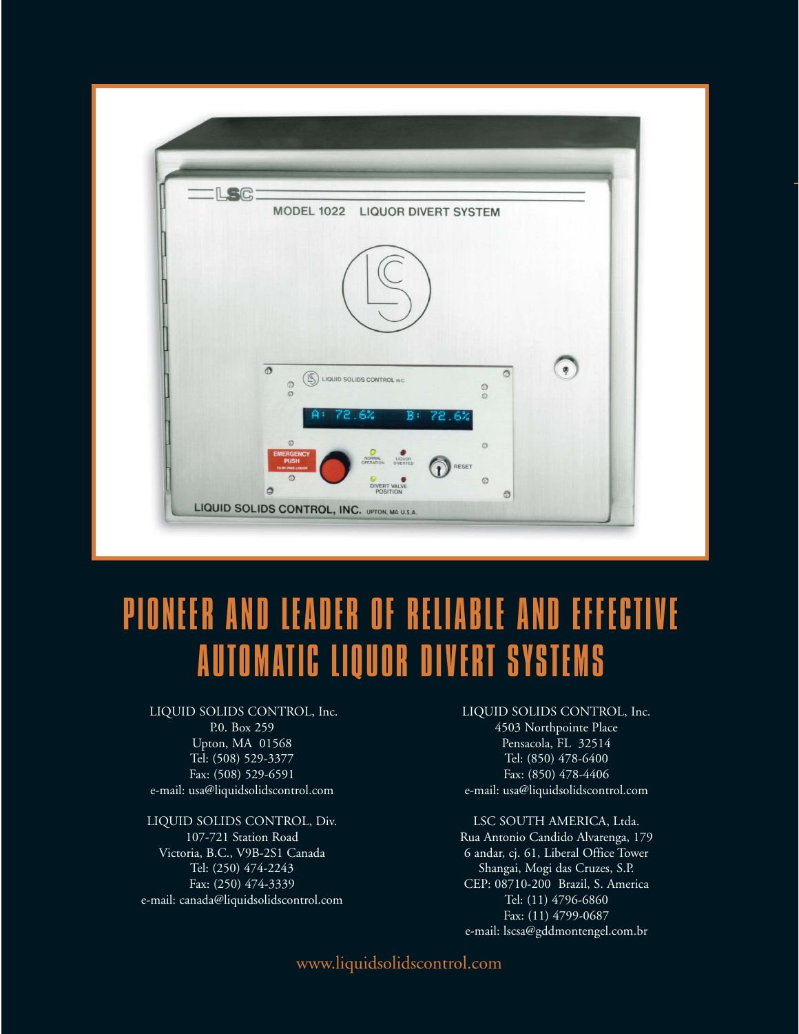# PIONEER AND LEADER OF RELIABLE AND EFFECTIVE AUTOMATIC LIQUOR DIVERT SYSTEMS

LIQUID SOLIDS CONTROL, Inc.
P.0. Box 259
Upton, MA 01568
Tel: (508) 529-3377
Fax: (508) 529-6591
e-mail: usa@liquidsolidscontrol.com

LIQUID SOLIDS CONTROL, Div.
107-721 Station Road
Victoria, B.C., V9B-2S1 Canada
Tel: (250) 474-2243
Fax: (250) 474-3339
e-mail: canada@liquidsolidscontrol.com

LIQUID SOLIDS CONTROL, Inc.
4503 Northpointe Place
Pensacola, FL 32514
Tel: (850) 478-6400
Fax: (850) 478-4406
e-mail: usa@liquidsolidscontrol.com

LSC SOUTH AMERICA, Ltda.
Rua Antonio Candido Alvarenga, 179
6 andar, cj. 61, Liberal Office Tower
Shangai, Mogi das Cruzes, S.P.
CEP: 08710-200 Brazil, S. America
Tel: (11) 4796-6860
Fax: (11) 4799-0687
e-mail: lscsa@gddmontengel.com.br

www.liquidsolidscontrol.com